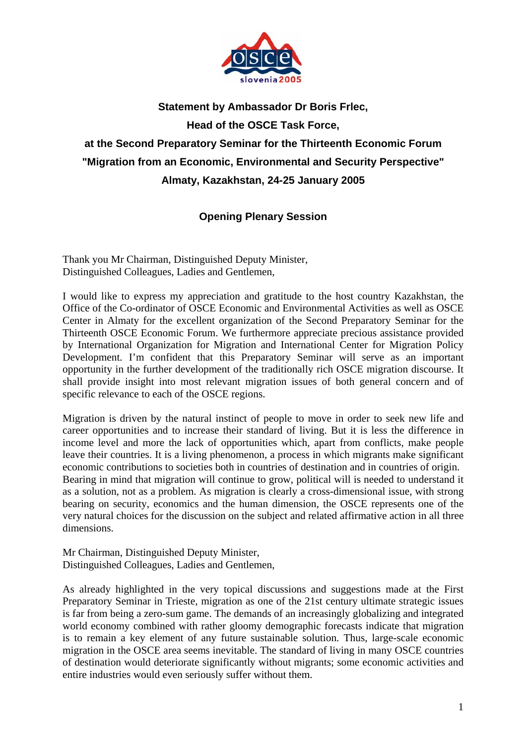**Statement by Ambassador Dr Boris Frlec,**

**Head of the OSCE Task Force,**

**at the Second Preparatory Seminar for the Thirteenth Economic Forum**

**"Migration from an Economic, Environmental and Security Perspective"**

**Almaty, Kazakhstan, 24-25 January 2005**

**Opening Plenary Session**

Thank you Mr Chairman, Distinguished Deputy Minister,
Distinguished Colleagues, Ladies and Gentlemen,

I would like to express my appreciation and gratitude to the host country Kazakhstan, the Office of the Co-ordinator of OSCE Economic and Environmental Activities as well as OSCE Center in Almaty for the excellent organization of the Second Preparatory Seminar for the Thirteenth OSCE Economic Forum. We furthermore appreciate precious assistance provided by International Organization for Migration and International Center for Migration Policy Development. I'm confident that this Preparatory Seminar will serve as an important opportunity in the further development of the traditionally rich OSCE migration discourse. It shall provide insight into most relevant migration issues of both general concern and of specific relevance to each of the OSCE regions.

Migration is driven by the natural instinct of people to move in order to seek new life and career opportunities and to increase their standard of living. But it is less the difference in income level and more the lack of opportunities which, apart from conflicts, make people leave their countries. It is a living phenomenon, a process in which migrants make significant economic contributions to societies both in countries of destination and in countries of origin.
Bearing in mind that migration will continue to grow, political will is needed to understand it as a solution, not as a problem. As migration is clearly a cross-dimensional issue, with strong bearing on security, economics and the human dimension, the OSCE represents one of the very natural choices for the discussion on the subject and related affirmative action in all three dimensions.

Mr Chairman, Distinguished Deputy Minister,
Distinguished Colleagues, Ladies and Gentlemen,

As already highlighted in the very topical discussions and suggestions made at the First Preparatory Seminar in Trieste, migration as one of the 21st century ultimate strategic issues is far from being a zero-sum game. The demands of an increasingly globalizing and integrated world economy combined with rather gloomy demographic forecasts indicate that migration is to remain a key element of any future sustainable solution. Thus, large-scale economic migration in the OSCE area seems inevitable. The standard of living in many OSCE countries of destination would deteriorate significantly without migrants; some economic activities and entire industries would even seriously suffer without them.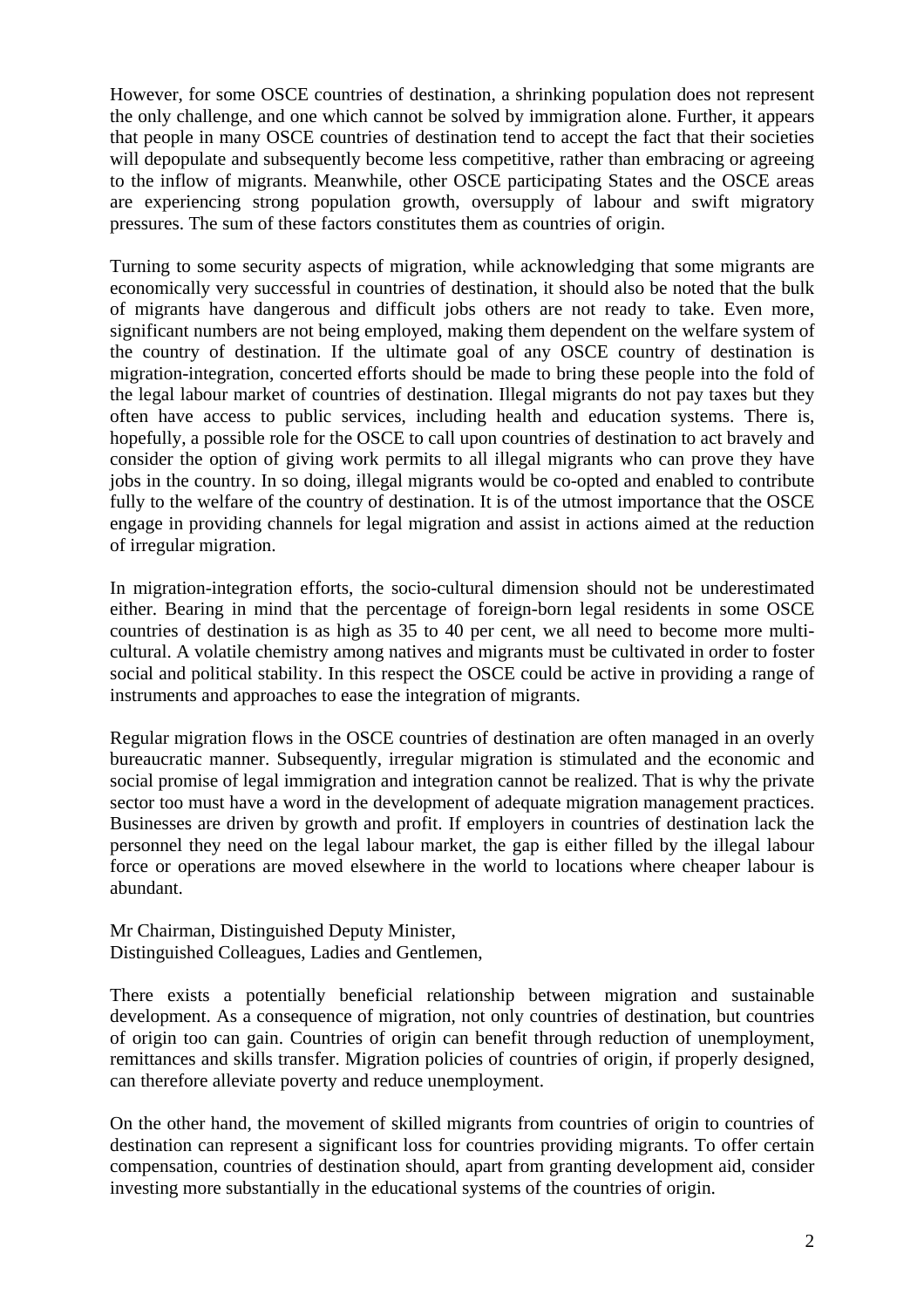However, for some OSCE countries of destination, a shrinking population does not represent the only challenge, and one which cannot be solved by immigration alone. Further, it appears that people in many OSCE countries of destination tend to accept the fact that their societies will depopulate and subsequently become less competitive, rather than embracing or agreeing to the inflow of migrants. Meanwhile, other OSCE participating States and the OSCE areas are experiencing strong population growth, oversupply of labour and swift migratory pressures. The sum of these factors constitutes them as countries of origin.

Turning to some security aspects of migration, while acknowledging that some migrants are economically very successful in countries of destination, it should also be noted that the bulk of migrants have dangerous and difficult jobs others are not ready to take. Even more, significant numbers are not being employed, making them dependent on the welfare system of the country of destination. If the ultimate goal of any OSCE country of destination is migration-integration, concerted efforts should be made to bring these people into the fold of the legal labour market of countries of destination. Illegal migrants do not pay taxes but they often have access to public services, including health and education systems. There is, hopefully, a possible role for the OSCE to call upon countries of destination to act bravely and consider the option of giving work permits to all illegal migrants who can prove they have jobs in the country. In so doing, illegal migrants would be co-opted and enabled to contribute fully to the welfare of the country of destination. It is of the utmost importance that the OSCE engage in providing channels for legal migration and assist in actions aimed at the reduction of irregular migration.

In migration-integration efforts, the socio-cultural dimension should not be underestimated either. Bearing in mind that the percentage of foreign-born legal residents in some OSCE countries of destination is as high as 35 to 40 per cent, we all need to become more multi-cultural. A volatile chemistry among natives and migrants must be cultivated in order to foster social and political stability. In this respect the OSCE could be active in providing a range of instruments and approaches to ease the integration of migrants.

Regular migration flows in the OSCE countries of destination are often managed in an overly bureaucratic manner. Subsequently, irregular migration is stimulated and the economic and social promise of legal immigration and integration cannot be realized. That is why the private sector too must have a word in the development of adequate migration management practices. Businesses are driven by growth and profit. If employers in countries of destination lack the personnel they need on the legal labour market, the gap is either filled by the illegal labour force or operations are moved elsewhere in the world to locations where cheaper labour is abundant.

Mr Chairman, Distinguished Deputy Minister,
Distinguished Colleagues, Ladies and Gentlemen,

There exists a potentially beneficial relationship between migration and sustainable development. As a consequence of migration, not only countries of destination, but countries of origin too can gain. Countries of origin can benefit through reduction of unemployment, remittances and skills transfer. Migration policies of countries of origin, if properly designed, can therefore alleviate poverty and reduce unemployment.

On the other hand, the movement of skilled migrants from countries of origin to countries of destination can represent a significant loss for countries providing migrants. To offer certain compensation, countries of destination should, apart from granting development aid, consider investing more substantially in the educational systems of the countries of origin.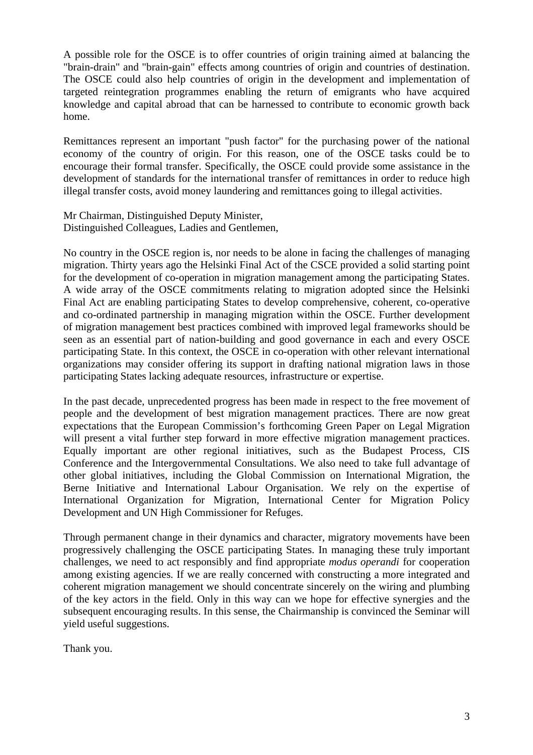A possible role for the OSCE is to offer countries of origin training aimed at balancing the "brain-drain" and "brain-gain" effects among countries of origin and countries of destination. The OSCE could also help countries of origin in the development and implementation of targeted reintegration programmes enabling the return of emigrants who have acquired knowledge and capital abroad that can be harnessed to contribute to economic growth back home.

Remittances represent an important "push factor" for the purchasing power of the national economy of the country of origin. For this reason, one of the OSCE tasks could be to encourage their formal transfer. Specifically, the OSCE could provide some assistance in the development of standards for the international transfer of remittances in order to reduce high illegal transfer costs, avoid money laundering and remittances going to illegal activities.

Mr Chairman, Distinguished Deputy Minister,
Distinguished Colleagues, Ladies and Gentlemen,

No country in the OSCE region is, nor needs to be alone in facing the challenges of managing migration. Thirty years ago the Helsinki Final Act of the CSCE provided a solid starting point for the development of co-operation in migration management among the participating States. A wide array of the OSCE commitments relating to migration adopted since the Helsinki Final Act are enabling participating States to develop comprehensive, coherent, co-operative and co-ordinated partnership in managing migration within the OSCE. Further development of migration management best practices combined with improved legal frameworks should be seen as an essential part of nation-building and good governance in each and every OSCE participating State. In this context, the OSCE in co-operation with other relevant international organizations may consider offering its support in drafting national migration laws in those participating States lacking adequate resources, infrastructure or expertise.

In the past decade, unprecedented progress has been made in respect to the free movement of people and the development of best migration management practices. There are now great expectations that the European Commission's forthcoming Green Paper on Legal Migration will present a vital further step forward in more effective migration management practices. Equally important are other regional initiatives, such as the Budapest Process, CIS Conference and the Intergovernmental Consultations. We also need to take full advantage of other global initiatives, including the Global Commission on International Migration, the Berne Initiative and International Labour Organisation. We rely on the expertise of International Organization for Migration, International Center for Migration Policy Development and UN High Commissioner for Refuges.

Through permanent change in their dynamics and character, migratory movements have been progressively challenging the OSCE participating States. In managing these truly important challenges, we need to act responsibly and find appropriate *modus operandi* for cooperation among existing agencies. If we are really concerned with constructing a more integrated and coherent migration management we should concentrate sincerely on the wiring and plumbing of the key actors in the field. Only in this way can we hope for effective synergies and the subsequent encouraging results. In this sense, the Chairmanship is convinced the Seminar will yield useful suggestions.

Thank you.